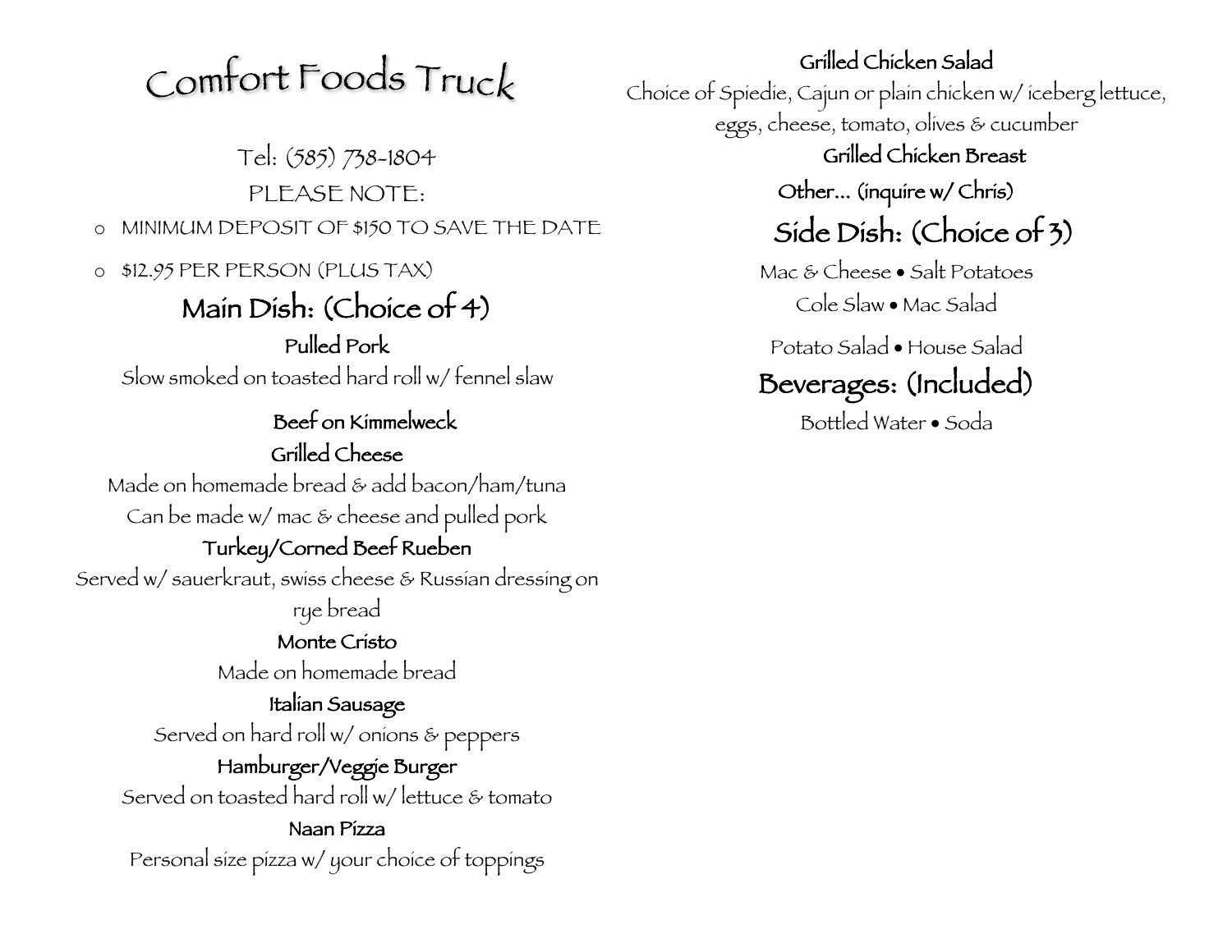# Comfort Foods Truck

Tel: (585) 738-1804

PLEASE NOTE:

- MINIMUM DEPOSIT OF $150 TO SAVE THE DATE
- $12.95 PER PERSON (PLUS TAX)

## Main Dish: (Choice of 4)

**Pulled Pork**
Slow smoked on toasted hard roll w/ fennel slaw

**Beef on Kimmelweck**

**Grilled Cheese**
Made on homemade bread & add bacon/ham/tuna
Can be made w/ mac & cheese and pulled pork

**Turkey/Corned Beef Rueben**
Served w/ sauerkraut, swiss cheese & Russian dressing on rye bread

**Monte Cristo**
Made on homemade bread

**Italian Sausage**
Served on hard roll w/ onions & peppers

**Hamburger/Veggie Burger**
Served on toasted hard roll w/ lettuce & tomato

**Naan Pizza**
Personal size pizza w/ your choice of toppings

**Grilled Chicken Salad**
Choice of Spiedie, Cajun or plain chicken w/ iceberg lettuce, eggs, cheese, tomato, olives & cucumber

**Grilled Chicken Breast**

**Other... (inquire w/ Chris)**

## Side Dish: (Choice of 3)

Mac & Cheese • Salt Potatoes
Cole Slaw • Mac Salad
Potato Salad • House Salad

## Beverages: (Included)

Bottled Water • Soda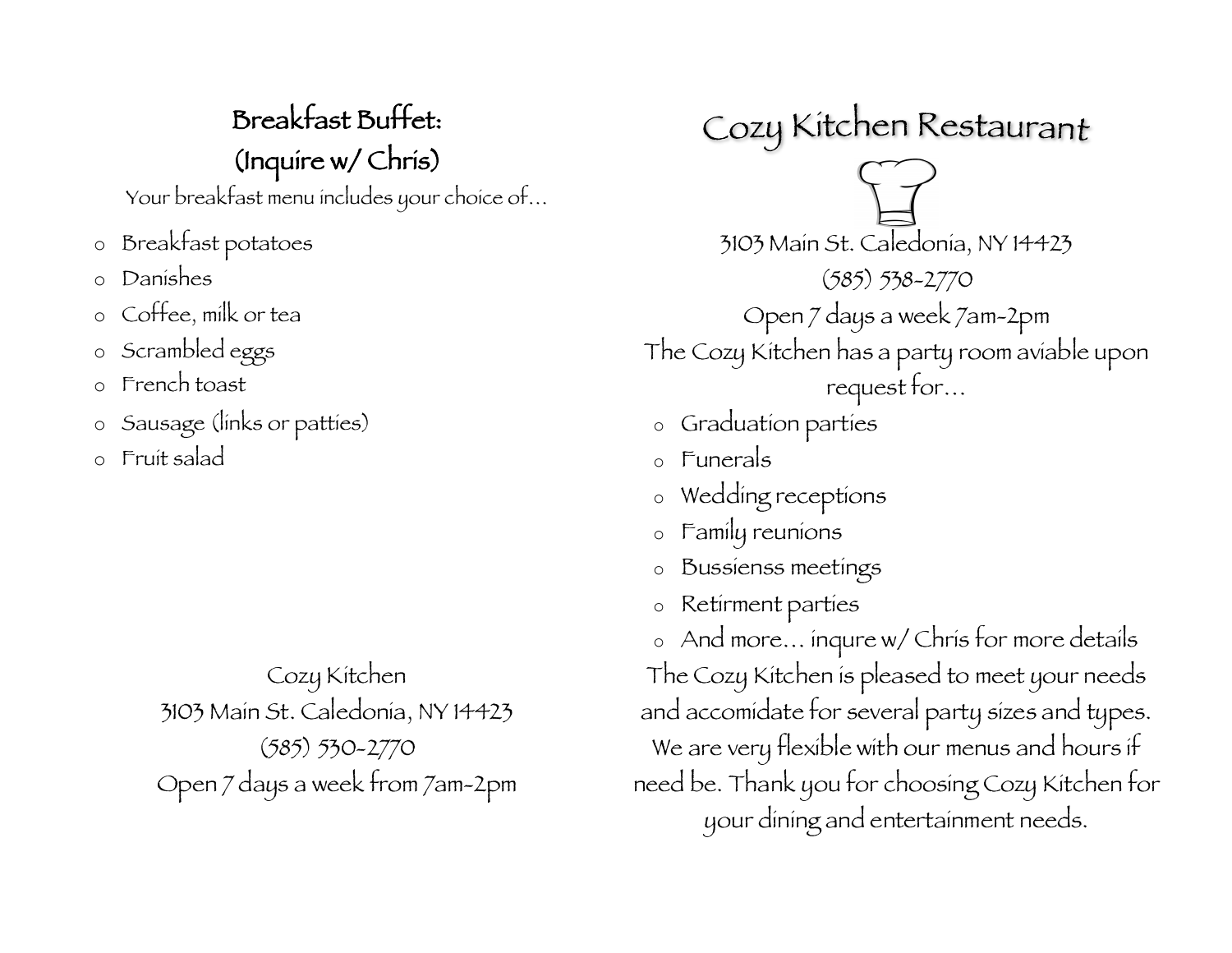## Breakfast Buffet:
## (Inquire w/ Chris)

Your breakfast menu includes your choice of…

- Breakfast potatoes
- Danishes
- Coffee, milk or tea
- Scrambled eggs
- French toast
- Sausage (links or patties)
- Fruit salad

Cozy Kitchen
3103 Main St. Caledonia, NY 14423
(585) 530-2770
Open 7 days a week from 7am-2pm

# Cozy Kitchen Restaurant

3103 Main St. Caledonia, NY 14423
(585) 538-2770
Open 7 days a week 7am-2pm
The Cozy Kitchen has a party room aviable upon request for…

- Graduation parties
- Funerals
- Wedding receptions
- Family reunions
- Bussienss meetings
- Retirment parties
- And more… inqure w/ Chris for more details

The Cozy Kitchen is pleased to meet your needs and accomidate for several party sizes and types. We are very flexible with our menus and hours if need be. Thank you for choosing Cozy Kitchen for your dining and entertainment needs.